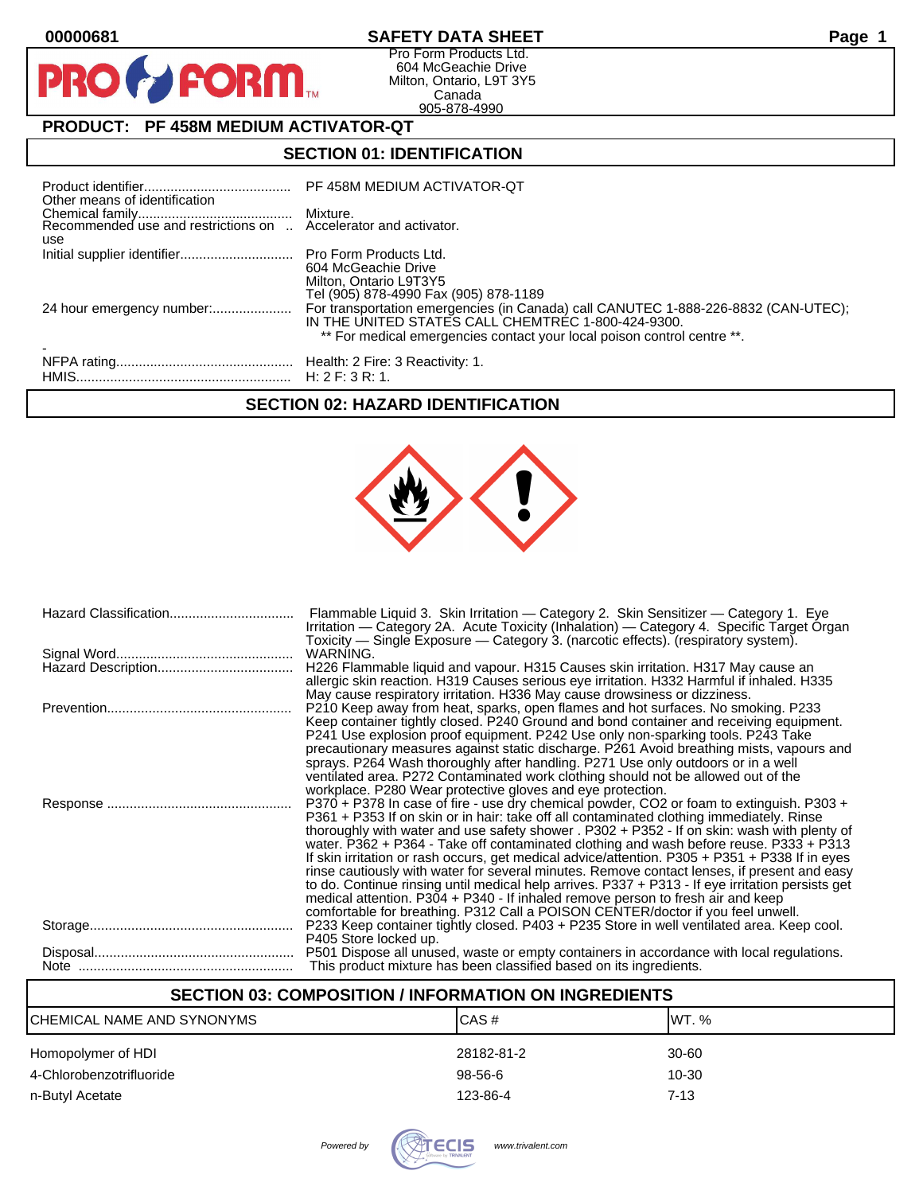# SAFETY DATA SHEET

00000681

Pro Form Products Ltd.
604 McGeachie Drive
Milton, Ontario, L9T 3Y5
Canada
905-878-4990

## PRODUCT: PF 458M MEDIUM ACTIVATOR-QT

## SECTION 01: IDENTIFICATION

| | |
|---|---|
| Product identifier....................................... | PF 458M MEDIUM ACTIVATOR-QT |
| Other means of identification | |
| Chemical family......................................... | Mixture. |
| Recommended use and restrictions on use | Accelerator and activator. |
| Initial supplier identifier............................. | Pro Form Products Ltd.<br>604 McGeachie Drive<br>Milton, Ontario L9T3Y5<br>Tel (905) 878-4990 Fax (905) 878-1189 |
| 24 hour emergency number:..................... | For transportation emergencies (in Canada) call CANUTEC 1-888-226-8832 (CAN-UTEC); IN THE UNITED STATES CALL CHEMTREC 1-800-424-9300.<br>** For medical emergencies contact your local poison control centre **. |
| - | |
| NFPA rating............................................... | Health: 2 Fire: 3 Reactivity: 1. |
| HMIS......................................................... | H: 2 F: 3 R: 1. |

## SECTION 02: HAZARD IDENTIFICATION

| | |
|---|---|
| Hazard Classification................................. | Flammable Liquid 3. Skin Irritation — Category 2. Skin Sensitizer — Category 1. Eye Irritation — Category 2A. Acute Toxicity (Inhalation) — Category 4. Specific Target Organ Toxicity — Single Exposure — Category 3. (narcotic effects). (respiratory system). |
| Signal Word............................................... | WARNING. |
| Hazard Description.................................... | H226 Flammable liquid and vapour. H315 Causes skin irritation. H317 May cause an allergic skin reaction. H319 Causes serious eye irritation. H332 Harmful if inhaled. H335 May cause respiratory irritation. H336 May cause drowsiness or dizziness. |
| Prevention................................................. | P210 Keep away from heat, sparks, open flames and hot surfaces. No smoking. P233 Keep container tightly closed. P240 Ground and bond container and receiving equipment. P241 Use explosion proof equipment. P242 Use only non-sparking tools. P243 Take precautionary measures against static discharge. P261 Avoid breathing mists, vapours and sprays. P264 Wash thoroughly after handling. P271 Use only outdoors or in a well ventilated area. P272 Contaminated work clothing should not be allowed out of the workplace. P280 Wear protective gloves and eye protection. |
| Response ................................................. | P370 + P378 In case of fire - use dry chemical powder, CO2 or foam to extinguish. P303 + P361 + P353 If on skin or in hair: take off all contaminated clothing immediately. Rinse thoroughly with water and use safety shower . P302 + P352 - If on skin: wash with plenty of water. P362 + P364 - Take off contaminated clothing and wash before reuse. P333 + P313 If skin irritation or rash occurs, get medical advice/attention. P305 + P351 + P338 If in eyes rinse cautiously with water for several minutes. Remove contact lenses, if present and easy to do. Continue rinsing until medical help arrives. P337 + P313 - If eye irritation persists get medical attention. P304 + P340 - If inhaled remove person to fresh air and keep comfortable for breathing. P312 Call a POISON CENTER/doctor if you feel unwell. |
| Storage...................................................... | P233 Keep container tightly closed. P403 + P235 Store in well ventilated area. Keep cool. P405 Store locked up. |
| Disposal..................................................... | P501 Dispose all unused, waste or empty containers in accordance with local regulations. |
| Note ......................................................... | This product mixture has been classified based on its ingredients. |

## SECTION 03: COMPOSITION / INFORMATION ON INGREDIENTS

| CHEMICAL NAME AND SYNONYMS | CAS # | WT. % |
|---|---|---|
| Homopolymer of HDI | 28182-81-2 | 30-60 |
| 4-Chlorobenzotrifluoride | 98-56-6 | 10-30 |
| n-Butyl Acetate | 123-86-4 | 7-13 |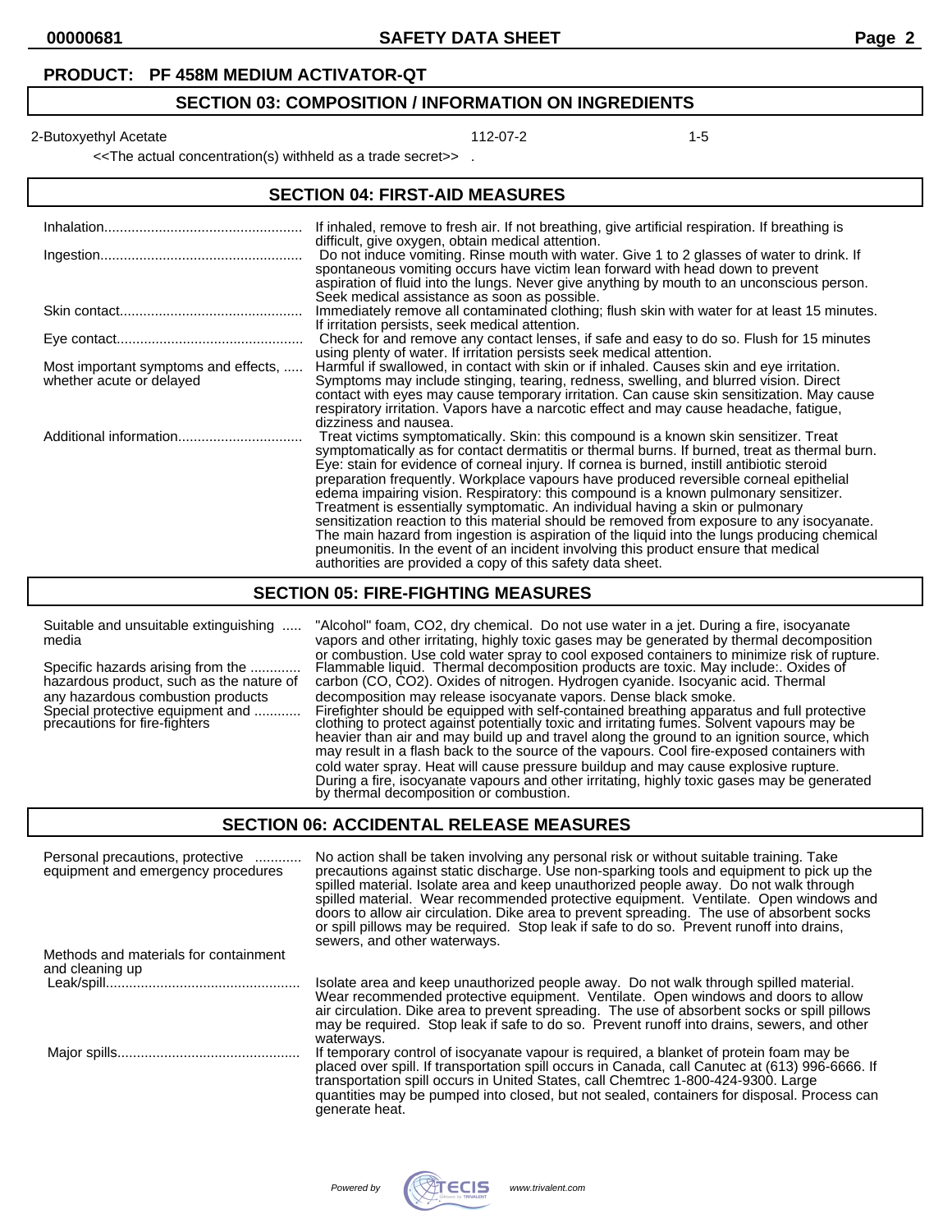**PRODUCT: PF 458M MEDIUM ACTIVATOR-QT**

## SECTION 03: COMPOSITION / INFORMATION ON INGREDIENTS

| | | |
|---|---|---|
| 2-Butoxyethyl Acetate | 112-07-2 | 1-5 |

<<The actual concentration(s) withheld as a trade secret>> .

## SECTION 04: FIRST-AID MEASURES

**Inhalation**: If inhaled, remove to fresh air. If not breathing, give artificial respiration. If breathing is difficult, give oxygen, obtain medical attention.

**Ingestion**: Do not induce vomiting. Rinse mouth with water. Give 1 to 2 glasses of water to drink. If spontaneous vomiting occurs have victim lean forward with head down to prevent aspiration of fluid into the lungs. Never give anything by mouth to an unconscious person. Seek medical assistance as soon as possible.

**Skin contact**: Immediately remove all contaminated clothing; flush skin with water for at least 15 minutes. If irritation persists, seek medical attention.

**Eye contact**: Check for and remove any contact lenses, if safe and easy to do so. Flush for 15 minutes using plenty of water. If irritation persists seek medical attention.

**Most important symptoms and effects, whether acute or delayed**: Harmful if swallowed, in contact with skin or if inhaled. Causes skin and eye irritation. Symptoms may include stinging, tearing, redness, swelling, and blurred vision. Direct contact with eyes may cause temporary irritation. Can cause skin sensitization. May cause respiratory irritation. Vapors have a narcotic effect and may cause headache, fatigue, dizziness and nausea.

**Additional information**: Treat victims symptomatically. Skin: this compound is a known skin sensitizer. Treat symptomatically as for contact dermatitis or thermal burns. If burned, treat as thermal burn. Eye: stain for evidence of corneal injury. If cornea is burned, instill antibiotic steroid preparation frequently. Workplace vapours have produced reversible corneal epithelial edema impairing vision. Respiratory: this compound is a known pulmonary sensitizer. Treatment is essentially symptomatic. An individual having a skin or pulmonary sensitization reaction to this material should be removed from exposure to any isocyanate. The main hazard from ingestion is aspiration of the liquid into the lungs producing chemical pneumonitis. In the event of an incident involving this product ensure that medical authorities are provided a copy of this safety data sheet.

## SECTION 05: FIRE-FIGHTING MEASURES

**Suitable and unsuitable extinguishing media**: "Alcohol" foam, $CO_2$, dry chemical. Do not use water in a jet. During a fire, isocyanate vapors and other irritating, highly toxic gases may be generated by thermal decomposition or combustion. Use cold water spray to cool exposed containers to minimize risk of rupture.

**Specific hazards arising from the hazardous product, such as the nature of any hazardous combustion products**: Flammable liquid. Thermal decomposition products are toxic. May include:. Oxides of carbon (CO, $CO_2$). Oxides of nitrogen. Hydrogen cyanide. Isocyanic acid. Thermal decomposition may release isocyanate vapors. Dense black smoke.

**Special protective equipment and precautions for fire-fighters**: Firefighter should be equipped with self-contained breathing apparatus and full protective clothing to protect against potentially toxic and irritating fumes. Solvent vapours may be heavier than air and may build up and travel along the ground to an ignition source, which may result in a flash back to the source of the vapours. Cool fire-exposed containers with cold water spray. Heat will cause pressure buildup and may cause explosive rupture. During a fire, isocyanate vapours and other irritating, highly toxic gases may be generated by thermal decomposition or combustion.

## SECTION 06: ACCIDENTAL RELEASE MEASURES

**Personal precautions, protective equipment and emergency procedures**: No action shall be taken involving any personal risk or without suitable training. Take precautions against static discharge. Use non-sparking tools and equipment to pick up the spilled material. Isolate area and keep unauthorized people away. Do not walk through spilled material. Wear recommended protective equipment. Ventilate. Open windows and doors to allow air circulation. Dike area to prevent spreading. The use of absorbent socks or spill pillows may be required. Stop leak if safe to do so. Prevent runoff into drains, sewers, and other waterways.

**Methods and materials for containment and cleaning up**

**Leak/spill**: Isolate area and keep unauthorized people away. Do not walk through spilled material. Wear recommended protective equipment. Ventilate. Open windows and doors to allow air circulation. Dike area to prevent spreading. The use of absorbent socks or spill pillows may be required. Stop leak if safe to do so. Prevent runoff into drains, sewers, and other waterways.

**Major spills**: If temporary control of isocyanate vapour is required, a blanket of protein foam may be placed over spill. If transportation spill occurs in Canada, call Canutec at (613) 996-6666. If transportation spill occurs in United States, call Chemtrec 1-800-424-9300. Large quantities may be pumped into closed, but not sealed, containers for disposal. Process can generate heat.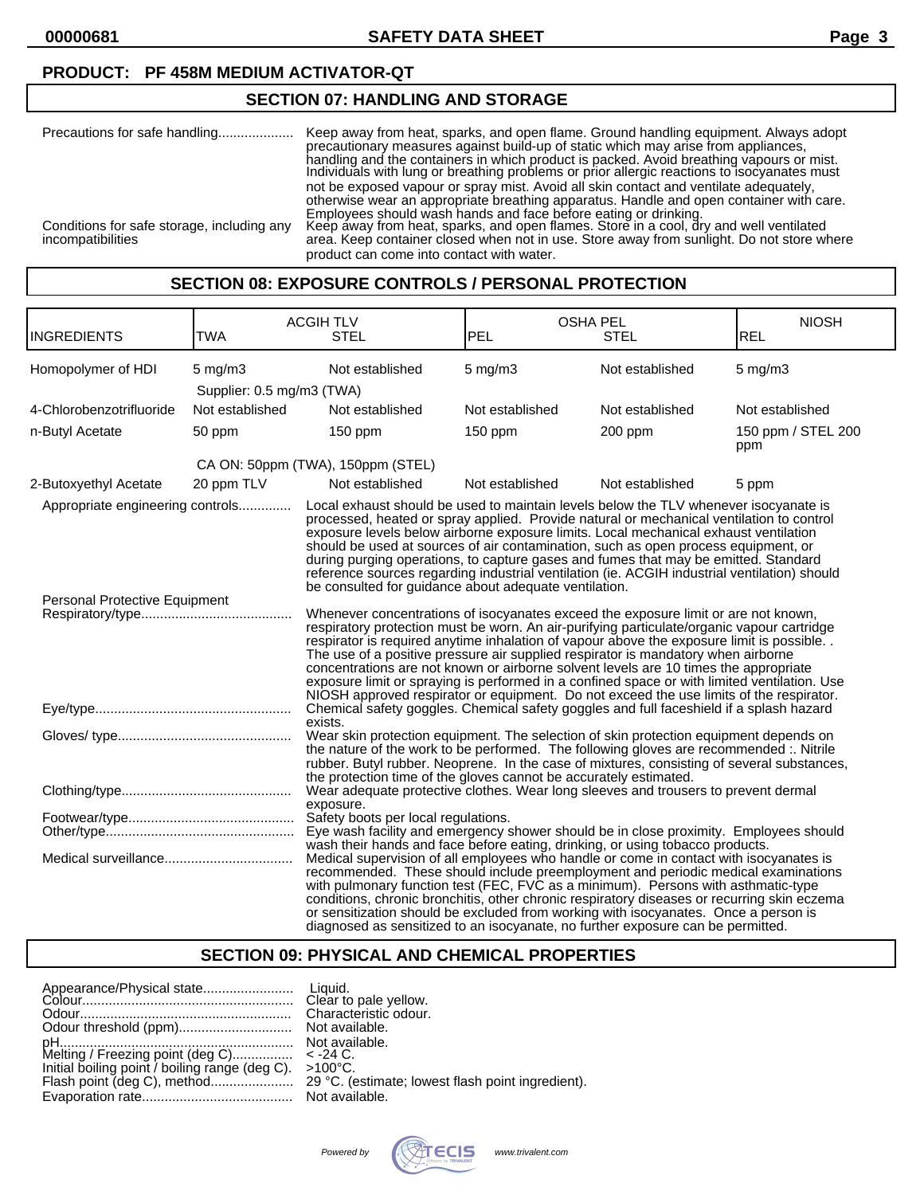**PRODUCT: PF 458M MEDIUM ACTIVATOR-QT**

## SECTION 07: HANDLING AND STORAGE

Precautions for safe handling.................... Keep away from heat, sparks, and open flame. Ground handling equipment. Always adopt precautionary measures against build-up of static which may arise from appliances, handling and the containers in which product is packed. Avoid breathing vapours or mist. Individuals with lung or breathing problems or prior allergic reactions to isocyanates must not be exposed vapour or spray mist. Avoid all skin contact and ventilate adequately, otherwise wear an appropriate breathing apparatus. Handle and open container with care. Employees should wash hands and face before eating or drinking.

Conditions for safe storage, including any incompatibilities: Keep away from heat, sparks, and open flames. Store in a cool, dry and well ventilated area. Keep container closed when not in use. Store away from sunlight. Do not store where product can come into contact with water.

## SECTION 08: EXPOSURE CONTROLS / PERSONAL PROTECTION

| INGREDIENTS | ACGIH TLV TWA | ACGIH TLV STEL | OSHA PEL PEL | OSHA PEL STEL | NIOSH REL |
|---|---|---|---|---|---|
| Homopolymer of HDI | 5 mg/m3 | Not established | 5 mg/m3 | Not established | 5 mg/m3 |
| | Supplier: 0.5 mg/m3 (TWA) | | | | |
| 4-Chlorobenzotrifluoride | Not established | Not established | Not established | Not established | Not established |
| n-Butyl Acetate | 50 ppm | 150 ppm | 150 ppm | 200 ppm | 150 ppm / STEL 200 ppm |
| | CA ON: 50ppm (TWA), 150ppm (STEL) | | | | |
| 2-Butoxyethyl Acetate | 20 ppm TLV | Not established | Not established | Not established | 5 ppm |

Appropriate engineering controls.............. Local exhaust should be used to maintain levels below the TLV whenever isocyanate is processed, heated or spray applied. Provide natural or mechanical ventilation to control exposure levels below airborne exposure limits. Local mechanical exhaust ventilation should be used at sources of air contamination, such as open process equipment, or during purging operations, to capture gases and fumes that may be emitted. Standard reference sources regarding industrial ventilation (ie. ACGIH industrial ventilation) should be consulted for guidance about adequate ventilation.

Personal Protective Equipment

Respiratory/type........................................ Whenever concentrations of isocyanates exceed the exposure limit or are not known, respiratory protection must be worn. An air-purifying particulate/organic vapour cartridge respirator is required anytime inhalation of vapour above the exposure limit is possible. . The use of a positive pressure air supplied respirator is mandatory when airborne concentrations are not known or airborne solvent levels are 10 times the appropriate exposure limit or spraying is performed in a confined space or with limited ventilation. Use NIOSH approved respirator or equipment. Do not exceed the use limits of the respirator.

Eye/type.................................................... Chemical safety goggles. Chemical safety goggles and full faceshield if a splash hazard exists.

Gloves/ type............................................. Wear skin protection equipment. The selection of skin protection equipment depends on the nature of the work to be performed. The following gloves are recommended :. Nitrile rubber. Butyl rubber. Neoprene. In the case of mixtures, consisting of several substances, the protection time of the gloves cannot be accurately estimated.

Clothing/type............................................ Wear adequate protective clothes. Wear long sleeves and trousers to prevent dermal exposure.

Footwear/type........................................... Safety boots per local regulations.

Other/type................................................. Eye wash facility and emergency shower should be in close proximity. Employees should wash their hands and face before eating, drinking, or using tobacco products.

Medical surveillance................................. Medical supervision of all employees who handle or come in contact with isocyanates is recommended. These should include preemployment and periodic medical examinations with pulmonary function test (FEC, FVC as a minimum). Persons with asthmatic-type conditions, chronic bronchitis, other chronic respiratory diseases or recurring skin eczema or sensitization should be excluded from working with isocyanates. Once a person is diagnosed as sensitized to an isocyanate, no further exposure can be permitted.

## SECTION 09: PHYSICAL AND CHEMICAL PROPERTIES

Appearance/Physical state........................ Liquid.
Colour....................................................... Clear to pale yellow.
Odour....................................................... Characteristic odour.
Odour threshold (ppm).............................. Not available.
pH............................................................. Not available.
Melting / Freezing point (deg C)................ < -24 C.
Initial boiling point / boiling range (deg C). >100°C.
Flash point (deg C), method...................... 29 °C. (estimate; lowest flash point ingredient).
Evaporation rate........................................ Not available.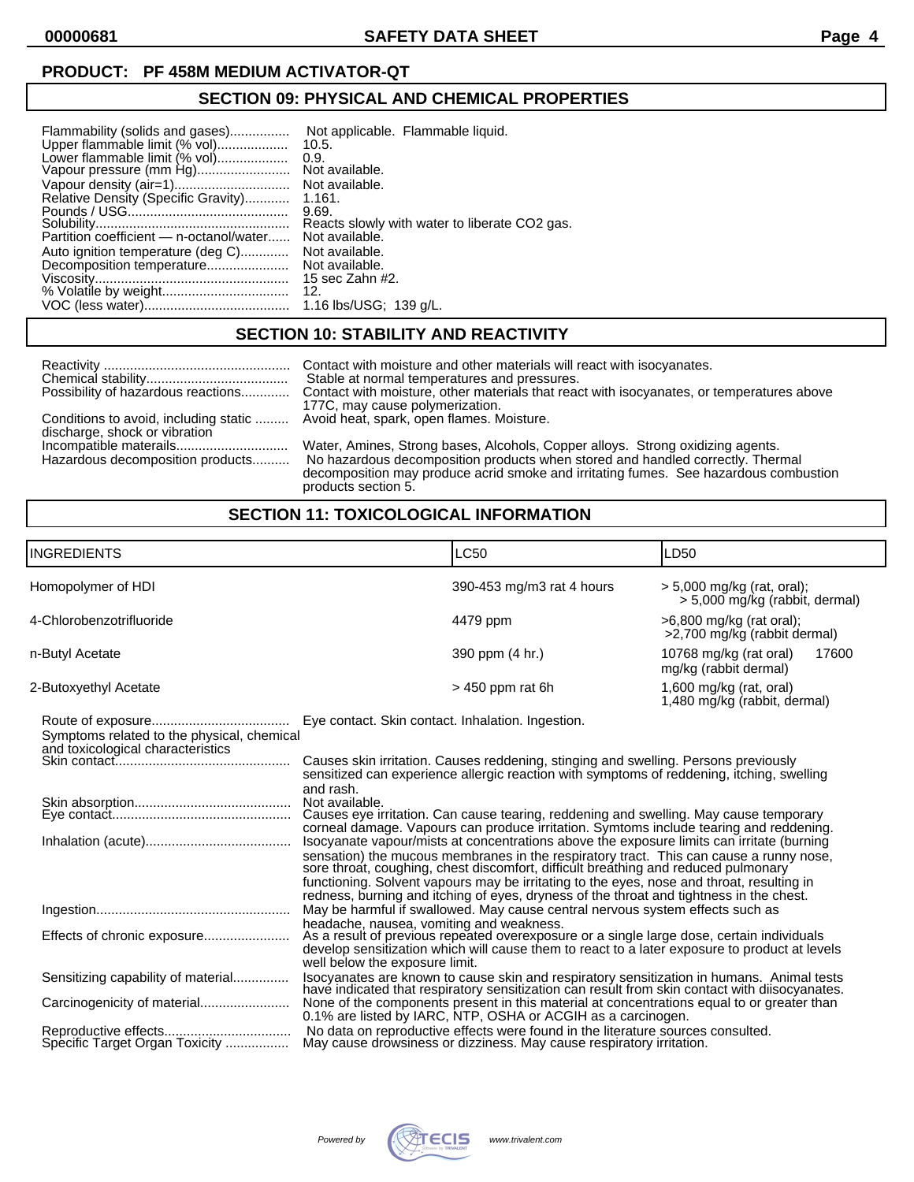**PRODUCT: PF 458M MEDIUM ACTIVATOR-QT**

## SECTION 09: PHYSICAL AND CHEMICAL PROPERTIES

| | |
|---|---|
| Flammability (solids and gases) | Not applicable. Flammable liquid. |
| Upper flammable limit (% vol) | 10.5. |
| Lower flammable limit (% vol) | 0.9. |
| Vapour pressure (mm Hg) | Not available. |
| Vapour density (air=1) | Not available. |
| Relative Density (Specific Gravity) | 1.161. |
| Pounds / USG | 9.69. |
| Solubility | Reacts slowly with water to liberate CO2 gas. |
| Partition coefficient — n-octanol/water | Not available. |
| Auto ignition temperature (deg C) | Not available. |
| Decomposition temperature | Not available. |
| Viscosity | 15 sec Zahn #2. |
| % Volatile by weight | 12. |
| VOC (less water) | 1.16 lbs/USG; 139 g/L. |

## SECTION 10: STABILITY AND REACTIVITY

| | |
|---|---|
| Reactivity | Contact with moisture and other materials will react with isocyanates. |
| Chemical stability | Stable at normal temperatures and pressures. |
| Possibility of hazardous reactions | Contact with moisture, other materials that react with isocyanates, or temperatures above 177C, may cause polymerization. |
| Conditions to avoid, including static discharge, shock or vibration | Avoid heat, spark, open flames. Moisture. |
| Incompatible materials | Water, Amines, Strong bases, Alcohols, Copper alloys. Strong oxidizing agents. |
| Hazardous decomposition products | No hazardous decomposition products when stored and handled correctly. Thermal decomposition may produce acrid smoke and irritating fumes. See hazardous combustion products section 5. |

## SECTION 11: TOXICOLOGICAL INFORMATION

| INGREDIENTS | LC50 | LD50 |
|---|---|---|
| Homopolymer of HDI | 390-453 mg/m3 rat 4 hours | > 5,000 mg/kg (rat, oral); > 5,000 mg/kg (rabbit, dermal) |
| 4-Chlorobenzotrifluoride | 4479 ppm | >6,800 mg/kg (rat oral); >2,700 mg/kg (rabbit dermal) |
| n-Butyl Acetate | 390 ppm (4 hr.) | 10768 mg/kg (rat oral) 17600 mg/kg (rabbit dermal) |
| 2-Butoxyethyl Acetate | > 450 ppm rat 6h | 1,600 mg/kg (rat, oral) 1,480 mg/kg (rabbit, dermal) |

| | |
|---|---|
| Route of exposure | Eye contact. Skin contact. Inhalation. Ingestion. |
| Symptoms related to the physical, chemical and toxicological characteristics | |
| Skin contact | Causes skin irritation. Causes reddening, stinging and swelling. Persons previously sensitized can experience allergic reaction with symptoms of reddening, itching, swelling and rash. |
| Skin absorption | Not available. |
| Eye contact | Causes eye irritation. Can cause tearing, reddening and swelling. May cause temporary corneal damage. Vapours can produce irritation. Symtoms include tearing and reddening. |
| Inhalation (acute) | Isocyanate vapour/mists at concentrations above the exposure limits can irritate (burning sensation) the mucous membranes in the respiratory tract. This can cause a runny nose, sore throat, coughing, chest discomfort, difficult breathing and reduced pulmonary functioning. Solvent vapours may be irritating to the eyes, nose and throat, resulting in redness, burning and itching of eyes, dryness of the throat and tightness in the chest. |
| Ingestion | May be harmful if swallowed. May cause central nervous system effects such as headache, nausea, vomiting and weakness. |
| Effects of chronic exposure | As a result of previous repeated overexposure or a single large dose, certain individuals develop sensitization which will cause them to react to a later exposure to product at levels well below the exposure limit. |
| Sensitizing capability of material | Isocyanates are known to cause skin and respiratory sensitization in humans. Animal tests have indicated that respiratory sensitization can result from skin contact with diisocyanates. |
| Carcinogenicity of material | None of the components present in this material at concentrations equal to or greater than 0.1% are listed by IARC, NTP, OSHA or ACGIH as a carcinogen. |
| Reproductive effects | No data on reproductive effects were found in the literature sources consulted. |
| Specific Target Organ Toxicity | May cause drowsiness or dizziness. May cause respiratory irritation. |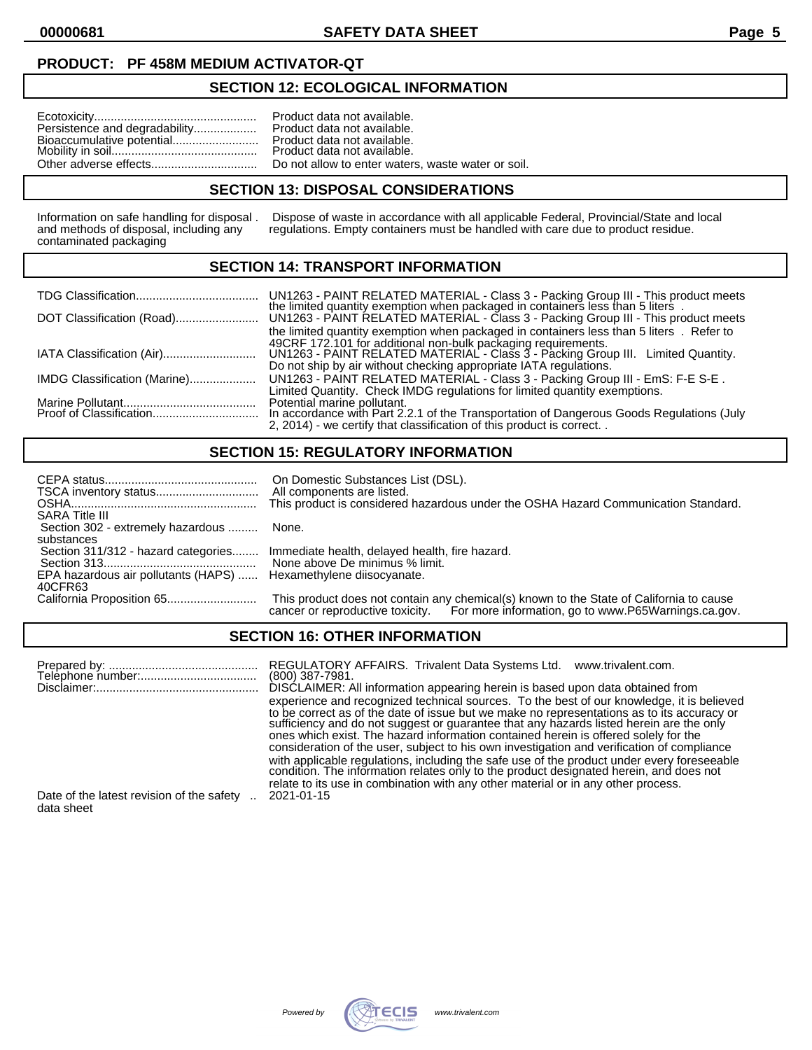**PRODUCT: PF 458M MEDIUM ACTIVATOR-QT**

## SECTION 12: ECOLOGICAL INFORMATION

| | |
|---|---|
| Ecotoxicity | Product data not available. |
| Persistence and degradability | Product data not available. |
| Bioaccumulative potential | Product data not available. |
| Mobility in soil | Product data not available. |
| Other adverse effects | Do not allow to enter waters, waste water or soil. |

## SECTION 13: DISPOSAL CONSIDERATIONS

| | |
|---|---|
| Information on safe handling for disposal and methods of disposal, including any contaminated packaging | Dispose of waste in accordance with all applicable Federal, Provincial/State and local regulations. Empty containers must be handled with care due to product residue. |

## SECTION 14: TRANSPORT INFORMATION

| | |
|---|---|
| TDG Classification | UN1263 - PAINT RELATED MATERIAL - Class 3 - Packing Group III - This product meets the limited quantity exemption when packaged in containers less than 5 liters . |
| DOT Classification (Road) | UN1263 - PAINT RELATED MATERIAL - Class 3 - Packing Group III - This product meets the limited quantity exemption when packaged in containers less than 5 liters . Refer to 49CRF 172.101 for additional non-bulk packaging requirements. |
| IATA Classification (Air) | UN1263 - PAINT RELATED MATERIAL - Class 3 - Packing Group III. Limited Quantity. Do not ship by air without checking appropriate IATA regulations. |
| IMDG Classification (Marine) | UN1263 - PAINT RELATED MATERIAL - Class 3 - Packing Group III - EmS: F-E S-E . Limited Quantity. Check IMDG regulations for limited quantity exemptions. |
| Marine Pollutant | Potential marine pollutant. |
| Proof of Classification | In accordance with Part 2.2.1 of the Transportation of Dangerous Goods Regulations (July 2, 2014) - we certify that classification of this product is correct. . |

## SECTION 15: REGULATORY INFORMATION

| | |
|---|---|
| CEPA status | On Domestic Substances List (DSL). |
| TSCA inventory status | All components are listed. |
| OSHA | This product is considered hazardous under the OSHA Hazard Communication Standard. |
| SARA Title III | |
| Section 302 - extremely hazardous substances | None. |
| Section 311/312 - hazard categories | Immediate health, delayed health, fire hazard. |
| Section 313 | None above De minimus % limit. |
| EPA hazardous air pollutants (HAPS) 40CFR63 | Hexamethylene diisocyanate. |
| California Proposition 65 | This product does not contain any chemical(s) known to the State of California to cause cancer or reproductive toxicity. For more information, go to www.P65Warnings.ca.gov. |

## SECTION 16: OTHER INFORMATION

| | |
|---|---|
| Prepared by: | REGULATORY AFFAIRS. Trivalent Data Systems Ltd. www.trivalent.com. |
| Telephone number: | (800) 387-7981. |
| Disclaimer: | DISCLAIMER: All information appearing herein is based upon data obtained from experience and recognized technical sources. To the best of our knowledge, it is believed to be correct as of the date of issue but we make no representations as to its accuracy or sufficiency and do not suggest or guarantee that any hazards listed herein are the only ones which exist. The hazard information contained herein is offered solely for the consideration of the user, subject to his own investigation and verification of compliance with applicable regulations, including the safe use of the product under every foreseeable condition. The information relates only to the product designated herein, and does not relate to its use in combination with any other material or in any other process. |
| Date of the latest revision of the safety data sheet | 2021-01-15 |